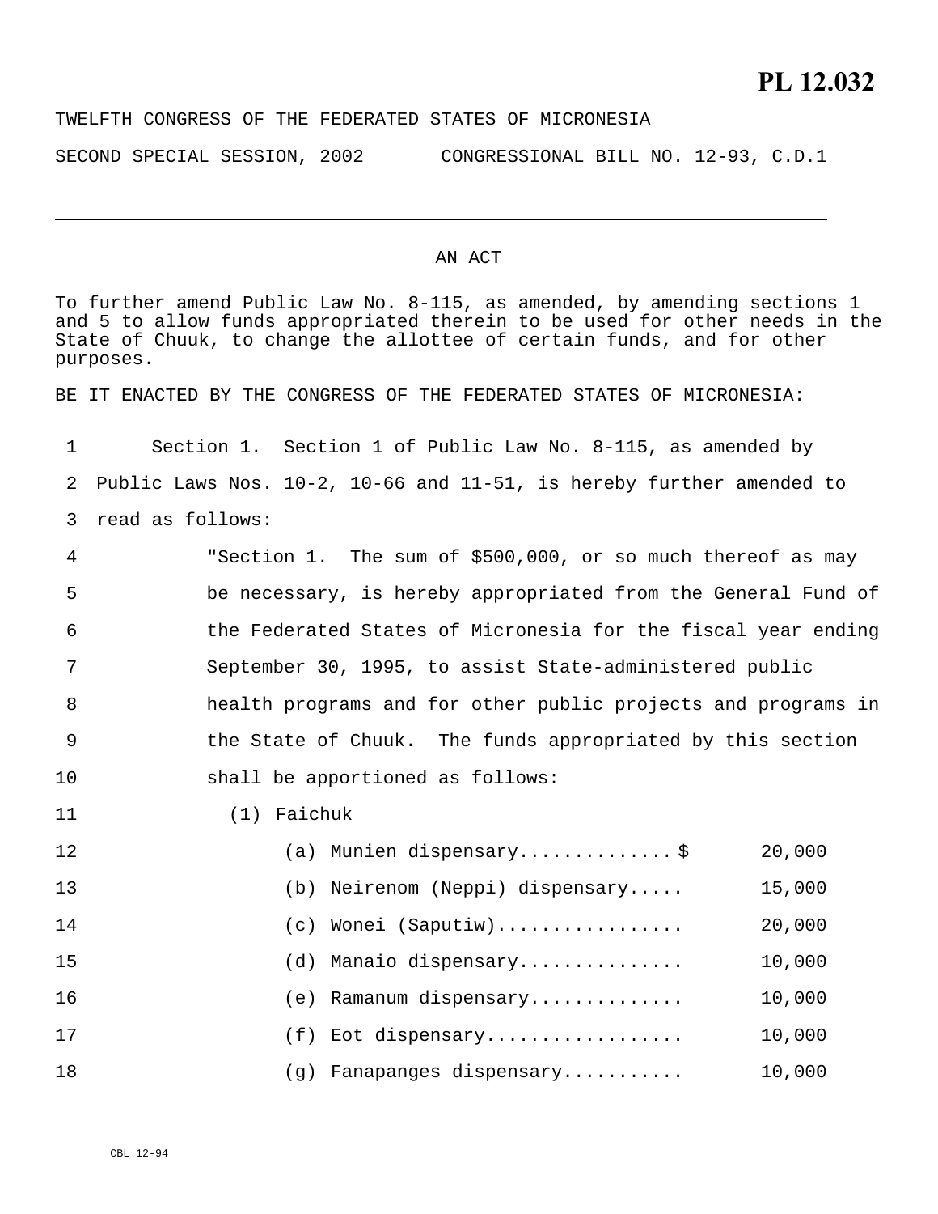# PL 12.032

TWELFTH CONGRESS OF THE FEDERATED STATES OF MICRONESIA

SECOND SPECIAL SESSION, 2002 CONGRESSIONAL BILL NO. 12-93, C.D.1

---

AN ACT

To further amend Public Law No. 8-115, as amended, by amending sections 1 and 5 to allow funds appropriated therein to be used for other needs in the State of Chuuk, to change the allottee of certain funds, and for other purposes.

BE IT ENACTED BY THE CONGRESS OF THE FEDERATED STATES OF MICRONESIA:

1 Section 1. Section 1 of Public Law No. 8-115, as amended by
2 Public Laws Nos. 10-2, 10-66 and 11-51, is hereby further amended to
3 read as follows:

4 "Section 1. The sum of $500,000, or so much thereof as may
5 be necessary, is hereby appropriated from the General Fund of
6 the Federated States of Micronesia for the fiscal year ending
7 September 30, 1995, to assist State-administered public
8 health programs and for other public projects and programs in
9 the State of Chuuk. The funds appropriated by this section
10 shall be apportioned as follows:

11 (1) Faichuk

12 (a) Munien dispensary.............. $ 20,000
13 (b) Neirenom (Neppi) dispensary..... 15,000
14 (c) Wonei (Saputiw)................. 20,000
15 (d) Manaio dispensary............... 10,000
16 (e) Ramanum dispensary.............. 10,000
17 (f) Eot dispensary.................. 10,000
18 (g) Fanapanges dispensary........... 10,000

CBL 12-94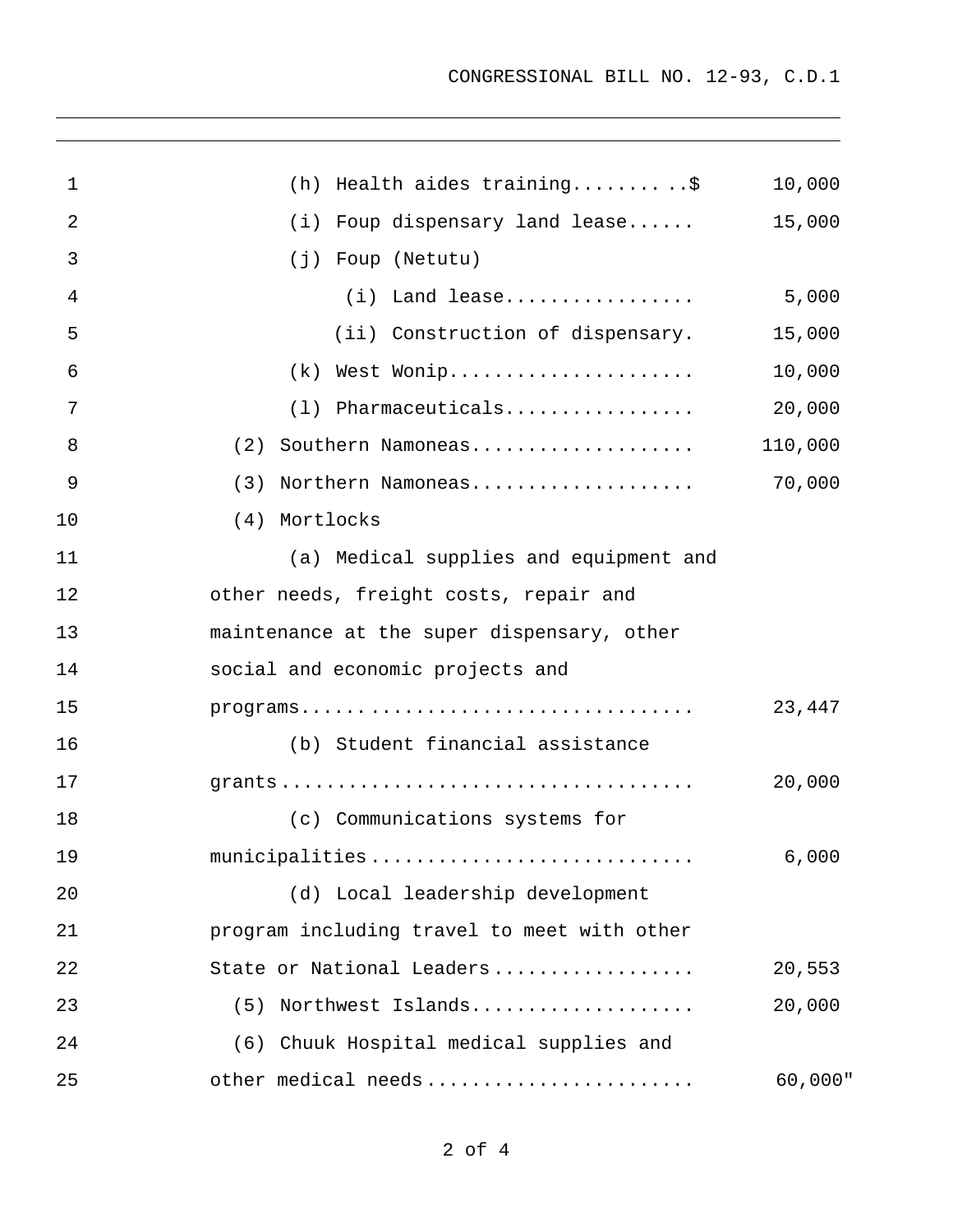| | |
|---|---|
| (h) Health aides training...........$ | 10,000 |
| (i) Foup dispensary land lease...... | 15,000 |
| (j) Foup (Netutu) | |
| (i) Land lease................. | 5,000 |
| (ii) Construction of dispensary. | 15,000 |
| (k) West Wonip...................... | 10,000 |
| (l) Pharmaceuticals................. | 20,000 |
| (2) Southern Namoneas.................... | 110,000 |
| (3) Northern Namoneas.................... | 70,000 |
| (4) Mortlocks | |
| (a) Medical supplies and equipment and other needs, freight costs, repair and maintenance at the super dispensary, other social and economic projects and programs.................................. | 23,447 |
| (b) Student financial assistance grants.................................... | 20,000 |
| (c) Communications systems for municipalities............................ | 6,000 |
| (d) Local leadership development program including travel to meet with other State or National Leaders................. | 20,553 |
| (5) Northwest Islands.................... | 20,000 |
| (6) Chuuk Hospital medical supplies and other medical needs........................ | 60,000" |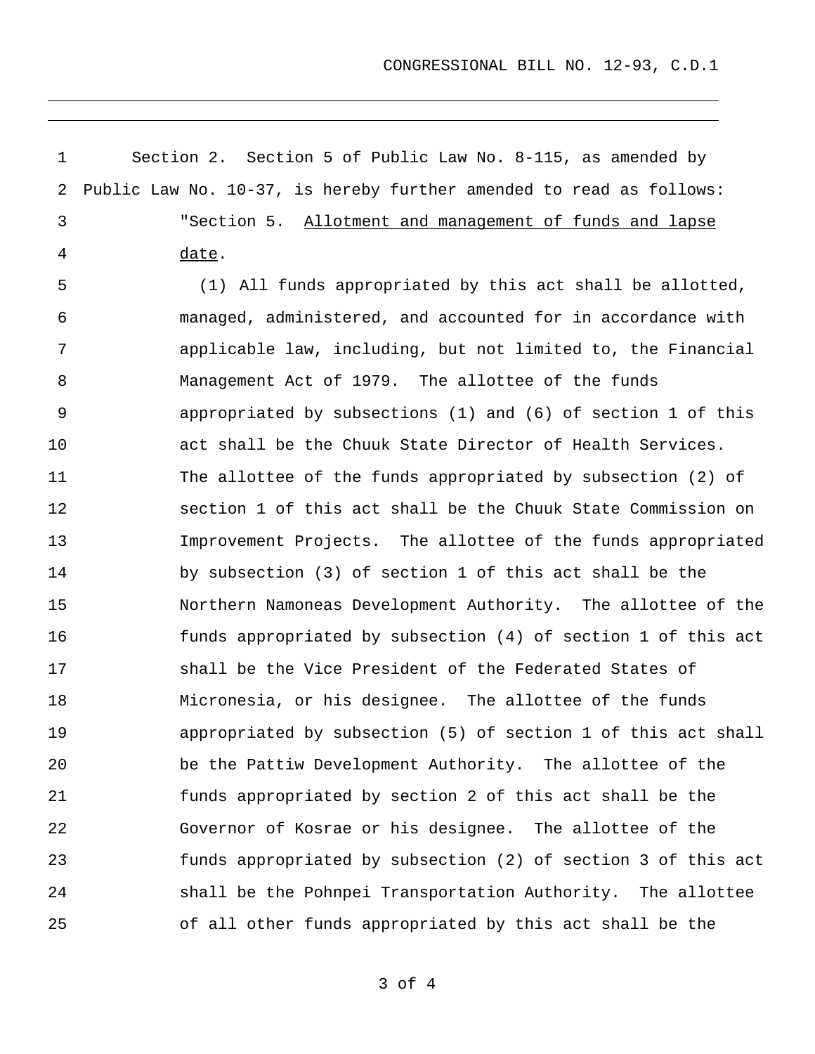Section 2. Section 5 of Public Law No. 8-115, as amended by Public Law No. 10-37, is hereby further amended to read as follows:

"Section 5. <u>Allotment and management of funds and lapse date</u>.

(1) All funds appropriated by this act shall be allotted, managed, administered, and accounted for in accordance with applicable law, including, but not limited to, the Financial Management Act of 1979. The allottee of the funds appropriated by subsections (1) and (6) of section 1 of this act shall be the Chuuk State Director of Health Services. The allottee of the funds appropriated by subsection (2) of section 1 of this act shall be the Chuuk State Commission on Improvement Projects. The allottee of the funds appropriated by subsection (3) of section 1 of this act shall be the Northern Namoneas Development Authority. The allottee of the funds appropriated by subsection (4) of section 1 of this act shall be the Vice President of the Federated States of Micronesia, or his designee. The allottee of the funds appropriated by subsection (5) of section 1 of this act shall be the Pattiw Development Authority. The allottee of the funds appropriated by section 2 of this act shall be the Governor of Kosrae or his designee. The allottee of the funds appropriated by subsection (2) of section 3 of this act shall be the Pohnpei Transportation Authority. The allottee of all other funds appropriated by this act shall be the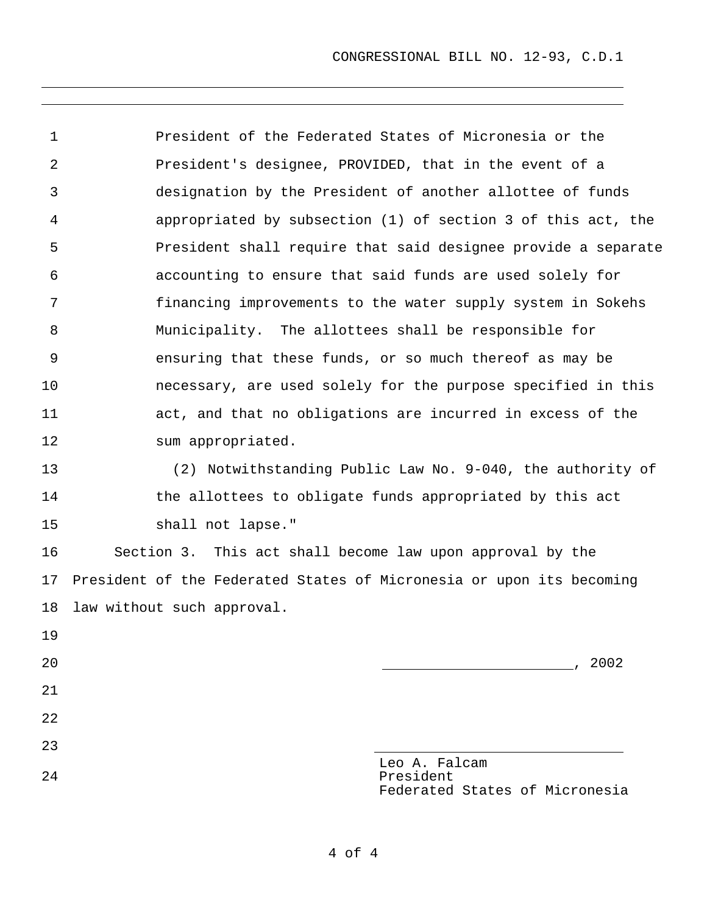President of the Federated States of Micronesia or the President's designee, PROVIDED, that in the event of a designation by the President of another allottee of funds appropriated by subsection (1) of section 3 of this act, the President shall require that said designee provide a separate accounting to ensure that said funds are used solely for financing improvements to the water supply system in Sokehs Municipality. The allottees shall be responsible for ensuring that these funds, or so much thereof as may be necessary, are used solely for the purpose specified in this act, and that no obligations are incurred in excess of the sum appropriated.

(2) Notwithstanding Public Law No. 9-040, the authority of the allottees to obligate funds appropriated by this act shall not lapse."

Section 3. This act shall become law upon approval by the President of the Federated States of Micronesia or upon its becoming law without such approval.

_______________________, 2002

_______________________________
Leo A. Falcam
President
Federated States of Micronesia